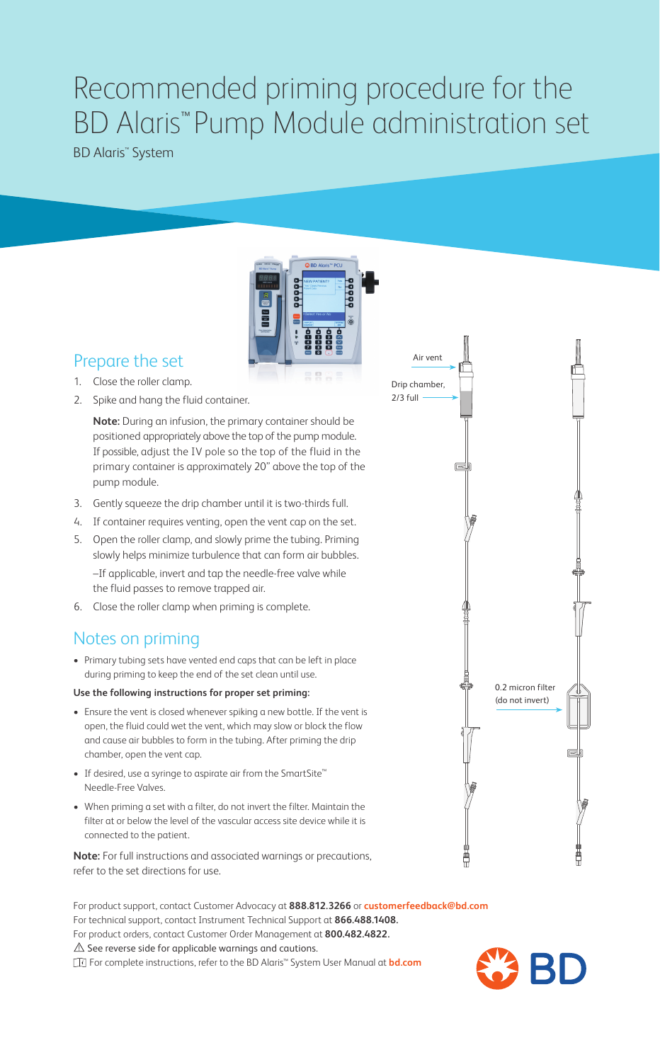# Recommended priming procedure for the BD Alaris™ Pump Module administration set

BD Alaris™ System

## Prepare the set

1. Close the roller clamp.
2. Spike and hang the fluid container.

   **Note:** During an infusion, the primary container should be positioned appropriately above the top of the pump module. If possible, adjust the IV pole so the top of the fluid in the primary container is approximately 20" above the top of the pump module.

3. Gently squeeze the drip chamber until it is two-thirds full.
4. If container requires venting, open the vent cap on the set.
5. Open the roller clamp, and slowly prime the tubing. Priming slowly helps minimize turbulence that can form air bubbles.

   –If applicable, invert and tap the needle-free valve while the fluid passes to remove trapped air.

6. Close the roller clamp when priming is complete.

Air vent

Drip chamber, 2/3 full

0.2 micron filter (do not invert)

## Notes on priming

- Primary tubing sets have vented end caps that can be left in place during priming to keep the end of the set clean until use.

**Use the following instructions for proper set priming:**

- Ensure the vent is closed whenever spiking a new bottle. If the vent is open, the fluid could wet the vent, which may slow or block the flow and cause air bubbles to form in the tubing. After priming the drip chamber, open the vent cap.
- If desired, use a syringe to aspirate air from the SmartSite™ Needle-Free Valves.
- When priming a set with a filter, do not invert the filter. Maintain the filter at or below the level of the vascular access site device while it is connected to the patient.

**Note:** For full instructions and associated warnings or precautions, refer to the set directions for use.

For product support, contact Customer Advocacy at **888.812.3266** or **customerfeedback@bd.com**
For technical support, contact Instrument Technical Support at **866.488.1408.**
For product orders, contact Customer Order Management at **800.482.4822.**
⚠ See reverse side for applicable warnings and cautions.
For complete instructions, refer to the BD Alaris™ System User Manual at **bd.com**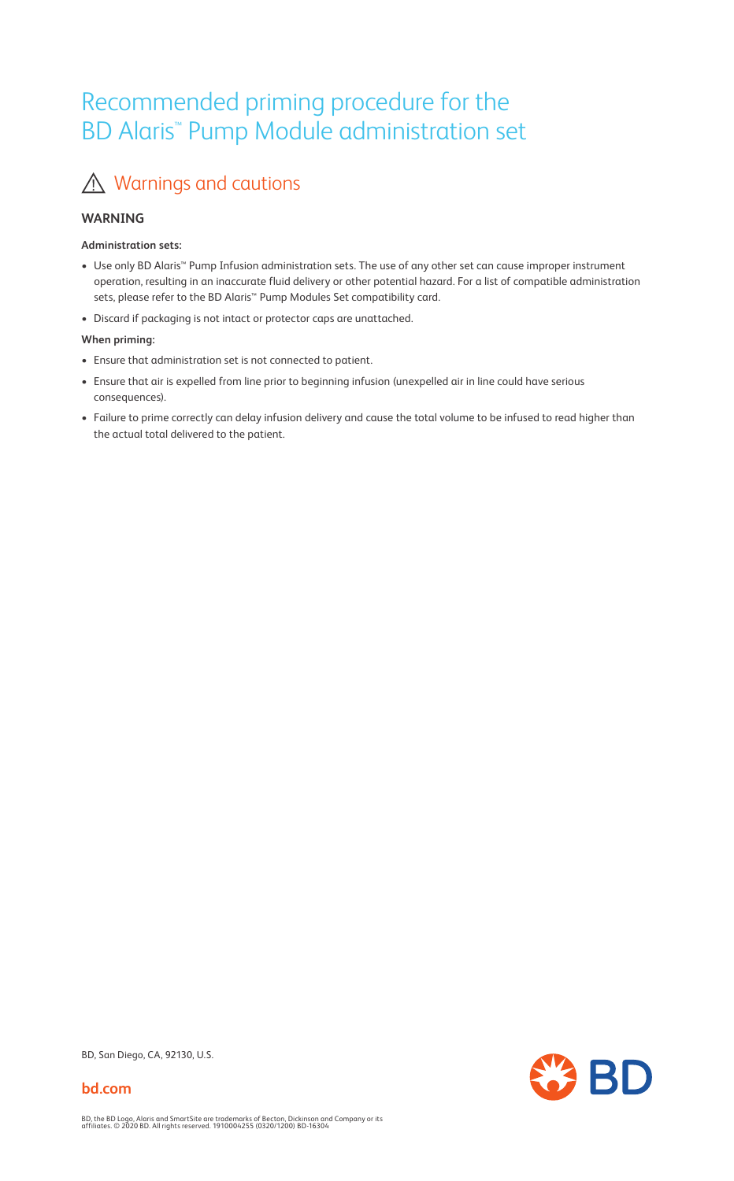# Recommended priming procedure for the BD Alaris™ Pump Module administration set

## ⚠ Warnings and cautions

### WARNING

**Administration sets:**

- Use only BD Alaris™ Pump Infusion administration sets. The use of any other set can cause improper instrument operation, resulting in an inaccurate fluid delivery or other potential hazard. For a list of compatible administration sets, please refer to the BD Alaris™ Pump Modules Set compatibility card.
- Discard if packaging is not intact or protector caps are unattached.

**When priming:**

- Ensure that administration set is not connected to patient.
- Ensure that air is expelled from line prior to beginning infusion (unexpelled air in line could have serious consequences).
- Failure to prime correctly can delay infusion delivery and cause the total volume to be infused to read higher than the actual total delivered to the patient.

BD, San Diego, CA, 92130, U.S.

**bd.com**

BD, the BD Logo, Alaris and SmartSite are trademarks of Becton, Dickinson and Company or its affiliates. © 2020 BD. All rights reserved. 1910004255 (0320/1200) BD-16304